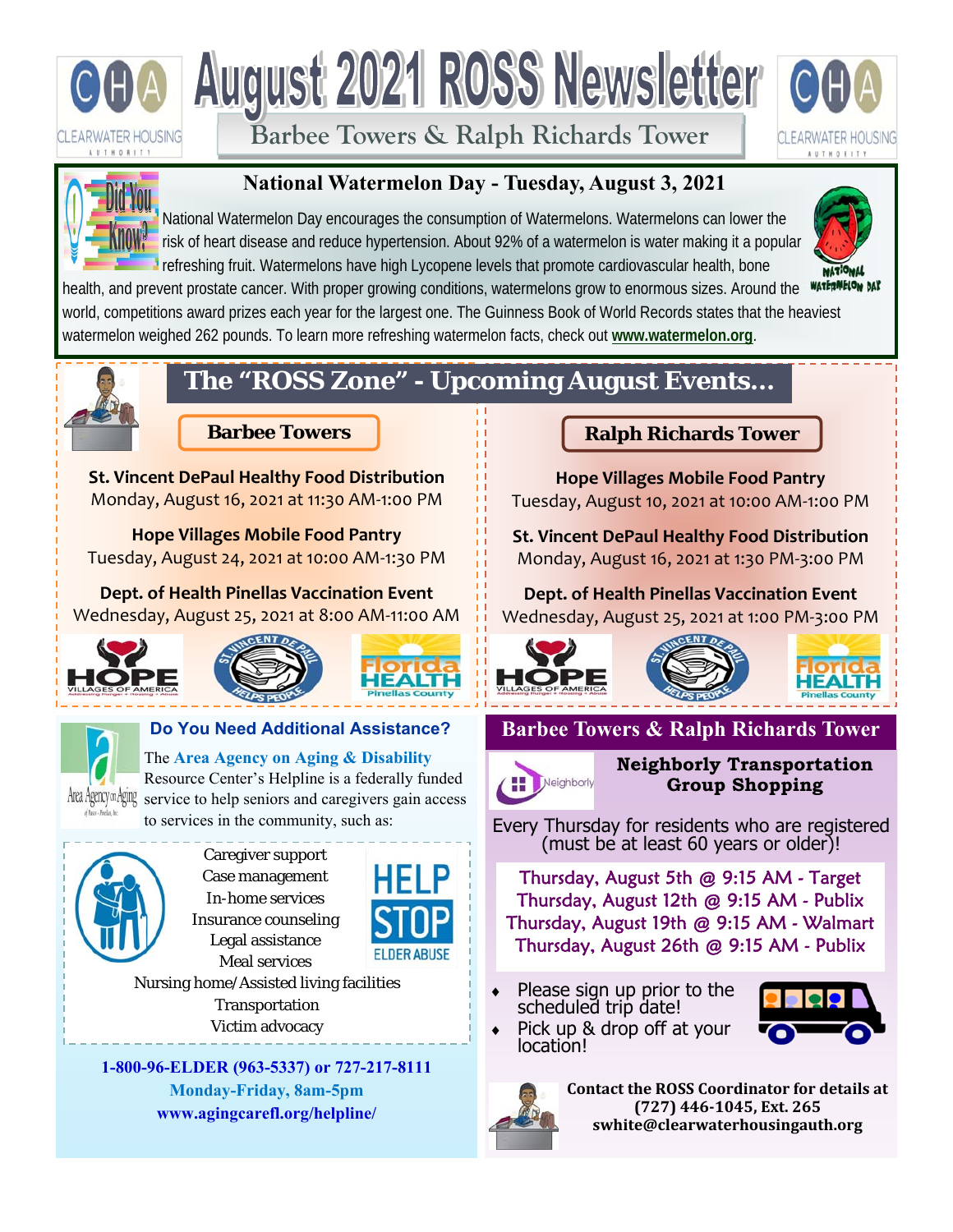# August 2021 ROSS Newsletter

## Barbee Towers & Ralph Richards Tower

### National Watermelon Day - Tuesday, August 3, 2021

National Watermelon Day encourages the consumption of Watermelons. Watermelons can lower the risk of heart disease and reduce hypertension. About 92% of a watermelon is water making it a popular refreshing fruit. Watermelons have high Lycopene levels that promote cardiovascular health, bone health, and prevent prostate cancer. With proper growing conditions, watermelons grow to enormous sizes. Around the world, competitions award prizes each year for the largest one. The Guinness Book of World Records states that the heaviest watermelon weighed 262 pounds. To learn more refreshing watermelon facts, check out **www.watermelon.org**.

## The "ROSS Zone" - Upcoming August Events...

### Barbee Towers

**St. Vincent DePaul Healthy Food Distribution**
Monday, August 16, 2021 at 11:30 AM-1:00 PM

**Hope Villages Mobile Food Pantry**
Tuesday, August 24, 2021 at 10:00 AM-1:30 PM

**Dept. of Health Pinellas Vaccination Event**
Wednesday, August 25, 2021 at 8:00 AM-11:00 AM

### Ralph Richards Tower

**Hope Villages Mobile Food Pantry**
Tuesday, August 10, 2021 at 10:00 AM-1:00 PM

**St. Vincent DePaul Healthy Food Distribution**
Monday, August 16, 2021 at 1:30 PM-3:00 PM

**Dept. of Health Pinellas Vaccination Event**
Wednesday, August 25, 2021 at 1:00 PM-3:00 PM

### Do You Need Additional Assistance?

The **Area Agency on Aging & Disability** Resource Center's Helpline is a federally funded service to help seniors and caregivers gain access to services in the community, such as:

- Caregiver support
- Case management
- In-home services
- Insurance counseling
- Legal assistance
- Meal services
- Nursing home/Assisted living facilities
- Transportation
- Victim advocacy

HELP STOP ELDER ABUSE

**1-800-96-ELDER (963-5337) or 727-217-8111**
**Monday-Friday, 8am-5pm**
**www.agingcarefl.org/helpline/**

## Barbee Towers & Ralph Richards Tower

### Neighborly Transportation Group Shopping

Every Thursday for residents who are registered (must be at least 60 years or older)!

- Thursday, August 5th @ 9:15 AM - Target
- Thursday, August 12th @ 9:15 AM - Publix
- Thursday, August 19th @ 9:15 AM - Walmart
- Thursday, August 26th @ 9:15 AM - Publix

- Please sign up prior to the scheduled trip date!
- Pick up & drop off at your location!

**Contact the ROSS Coordinator for details at (727) 446-1045, Ext. 265**
**swhite@clearwaterhousingauth.org**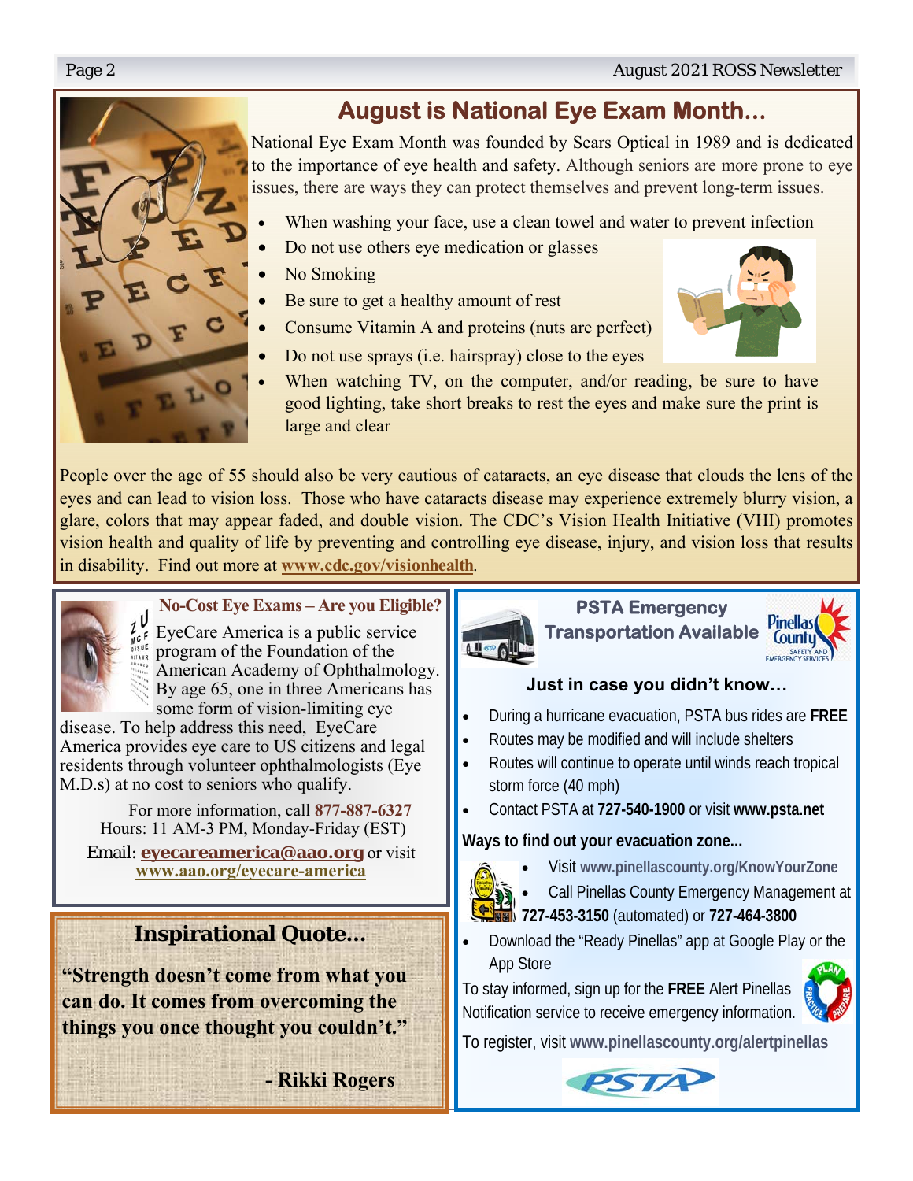## August is National Eye Exam Month…

National Eye Exam Month was founded by Sears Optical in 1989 and is dedicated to the importance of eye health and safety. Although seniors are more prone to eye issues, there are ways they can protect themselves and prevent long-term issues.

- When washing your face, use a clean towel and water to prevent infection
- Do not use others eye medication or glasses
- No Smoking
- Be sure to get a healthy amount of rest
- Consume Vitamin A and proteins (nuts are perfect)
- Do not use sprays (i.e. hairspray) close to the eyes
- When watching TV, on the computer, and/or reading, be sure to have good lighting, take short breaks to rest the eyes and make sure the print is large and clear

People over the age of 55 should also be very cautious of cataracts, an eye disease that clouds the lens of the eyes and can lead to vision loss. Those who have cataracts disease may experience extremely blurry vision, a glare, colors that may appear faded, and double vision. The CDC's Vision Health Initiative (VHI) promotes vision health and quality of life by preventing and controlling eye disease, injury, and vision loss that results in disability. Find out more at **www.cdc.gov/visionhealth**.

### No-Cost Eye Exams – Are you Eligible?

EyeCare America is a public service program of the Foundation of the American Academy of Ophthalmology. By age 65, one in three Americans has some form of vision-limiting eye disease. To help address this need, EyeCare America provides eye care to US citizens and legal residents through volunteer ophthalmologists (Eye M.D.s) at no cost to seniors who qualify.

For more information, call **877-887-6327**
Hours: 11 AM-3 PM, Monday-Friday (EST)
Email: **eyecareamerica@aao.org** or visit **www.aao.org/eyecare-america**

### Inspirational Quote…

**"Strength doesn't come from what you can do. It comes from overcoming the things you once thought you couldn't."**

**- Rikki Rogers**

### PSTA Emergency Transportation Available

**Just in case you didn't know…**

- During a hurricane evacuation, PSTA bus rides are **FREE**
- Routes may be modified and will include shelters
- Routes will continue to operate until winds reach tropical storm force (40 mph)
- Contact PSTA at **727-540-1900** or visit **www.psta.net**

**Ways to find out your evacuation zone...**

- Visit **www.pinellascounty.org/KnowYourZone**
- Call Pinellas County Emergency Management at **727-453-3150** (automated) or **727-464-3800**
- Download the "Ready Pinellas" app at Google Play or the App Store

To stay informed, sign up for the **FREE** Alert Pinellas Notification service to receive emergency information.

To register, visit **www.pinellascounty.org/alertpinellas**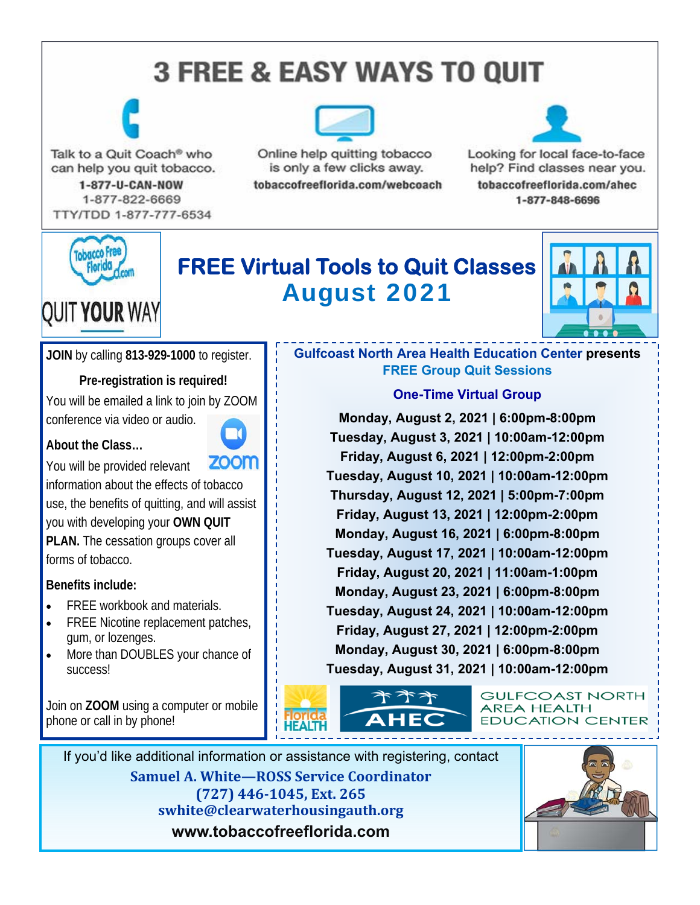# 3 FREE & EASY WAYS TO QUIT

Talk to a Quit Coach® who can help you quit tobacco.
**1-877-U-CAN-NOW**
1-877-822-6669
TTY/TDD 1-877-777-6534

Online help quitting tobacco is only a few clicks away.
**tobaccofreeflorida.com/webcoach**

Looking for local face-to-face help? Find classes near you.
**tobaccofreeflorida.com/ahec**
**1-877-848-6696**

Tobacco Free Florida.com

QUIT YOUR WAY

## FREE Virtual Tools to Quit Classes
## August 2021

**JOIN** by calling **813-929-1000** to register.

**Pre-registration is required!**

You will be emailed a link to join by ZOOM conference via video or audio.

**About the Class…**

You will be provided relevant information about the effects of tobacco use, the benefits of quitting, and will assist you with developing your **OWN QUIT PLAN.** The cessation groups cover all forms of tobacco.

**Benefits include:**

- FREE workbook and materials.
- FREE Nicotine replacement patches, gum, or lozenges.
- More than DOUBLES your chance of success!

Join on **ZOOM** using a computer or mobile phone or call in by phone!

**Gulfcoast North Area Health Education Center presents**
**FREE Group Quit Sessions**

**One-Time Virtual Group**

**Monday, August 2, 2021 | 6:00pm-8:00pm**
**Tuesday, August 3, 2021 | 10:00am-12:00pm**
**Friday, August 6, 2021 | 12:00pm-2:00pm**
**Tuesday, August 10, 2021 | 10:00am-12:00pm**
**Thursday, August 12, 2021 | 5:00pm-7:00pm**
**Friday, August 13, 2021 | 12:00pm-2:00pm**
**Monday, August 16, 2021 | 6:00pm-8:00pm**
**Tuesday, August 17, 2021 | 10:00am-12:00pm**
**Friday, August 20, 2021 | 11:00am-1:00pm**
**Monday, August 23, 2021 | 6:00pm-8:00pm**
**Tuesday, August 24, 2021 | 10:00am-12:00pm**
**Friday, August 27, 2021 | 12:00pm-2:00pm**
**Monday, August 30, 2021 | 6:00pm-8:00pm**
**Tuesday, August 31, 2021 | 10:00am-12:00pm**

Florida HEALTH

AHEC

GULFCOAST NORTH AREA HEALTH EDUCATION CENTER

If you'd like additional information or assistance with registering, contact

**Samuel A. White—ROSS Service Coordinator**
**(727) 446-1045, Ext. 265**
**swhite@clearwaterhousingauth.org**
**www.tobaccofreeflorida.com**